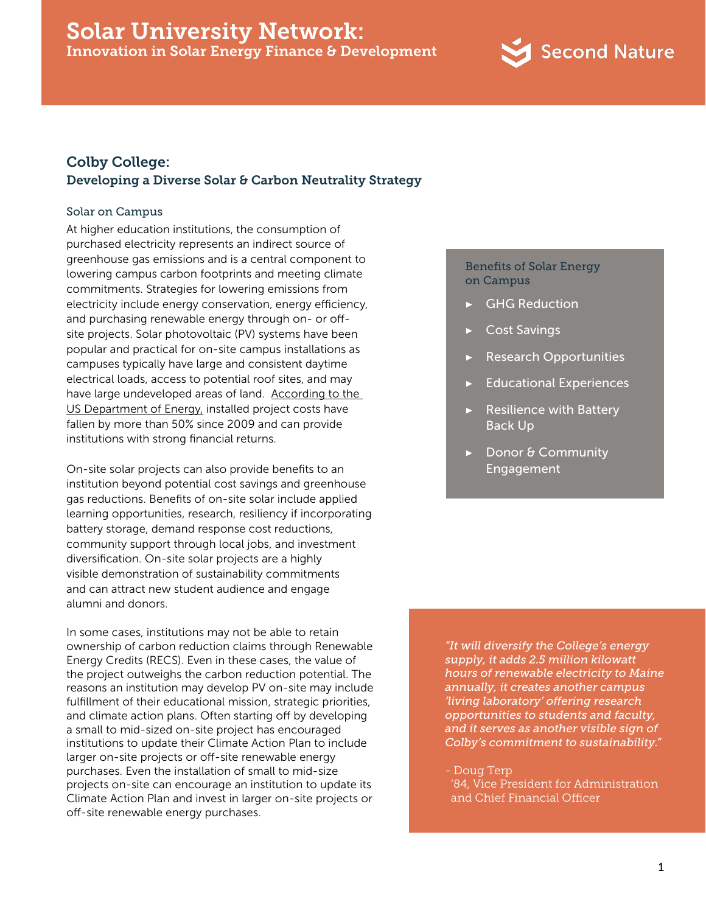# Solar University Network:
## Innovation in Solar Energy Finance & Development

Second Nature

## Colby College:
### Developing a Diverse Solar & Carbon Neutrality Strategy

#### Solar on Campus

At higher education institutions, the consumption of purchased electricity represents an indirect source of greenhouse gas emissions and is a central component to lowering campus carbon footprints and meeting climate commitments. Strategies for lowering emissions from electricity include energy conservation, energy efficiency, and purchasing renewable energy through on- or off-site projects. Solar photovoltaic (PV) systems have been popular and practical for on-site campus installations as campuses typically have large and consistent daytime electrical loads, access to potential roof sites, and may have large undeveloped areas of land. According to the US Department of Energy, installed project costs have fallen by more than 50% since 2009 and can provide institutions with strong financial returns.

On-site solar projects can also provide benefits to an institution beyond potential cost savings and greenhouse gas reductions. Benefits of on-site solar include applied learning opportunities, research, resiliency if incorporating battery storage, demand response cost reductions, community support through local jobs, and investment diversification. On-site solar projects are a highly visible demonstration of sustainability commitments and can attract new student audience and engage alumni and donors.

In some cases, institutions may not be able to retain ownership of carbon reduction claims through Renewable Energy Credits (RECS). Even in these cases, the value of the project outweighs the carbon reduction potential. The reasons an institution may develop PV on-site may include fulfillment of their educational mission, strategic priorities, and climate action plans. Often starting off by developing a small to mid-sized on-site project has encouraged institutions to update their Climate Action Plan to include larger on-site projects or off-site renewable energy purchases. Even the installation of small to mid-size projects on-site can encourage an institution to update its Climate Action Plan and invest in larger on-site projects or off-site renewable energy purchases.

**Benefits of Solar Energy on Campus**

- GHG Reduction
- Cost Savings
- Research Opportunities
- Educational Experiences
- Resilience with Battery Back Up
- Donor & Community Engagement

*"It will diversify the College's energy supply, it adds 2.5 million kilowatt hours of renewable electricity to Maine annually, it creates another campus 'living laboratory' offering research opportunities to students and faculty, and it serves as another visible sign of Colby's commitment to sustainability."*

- Doug Terp '84, Vice President for Administration and Chief Financial Officer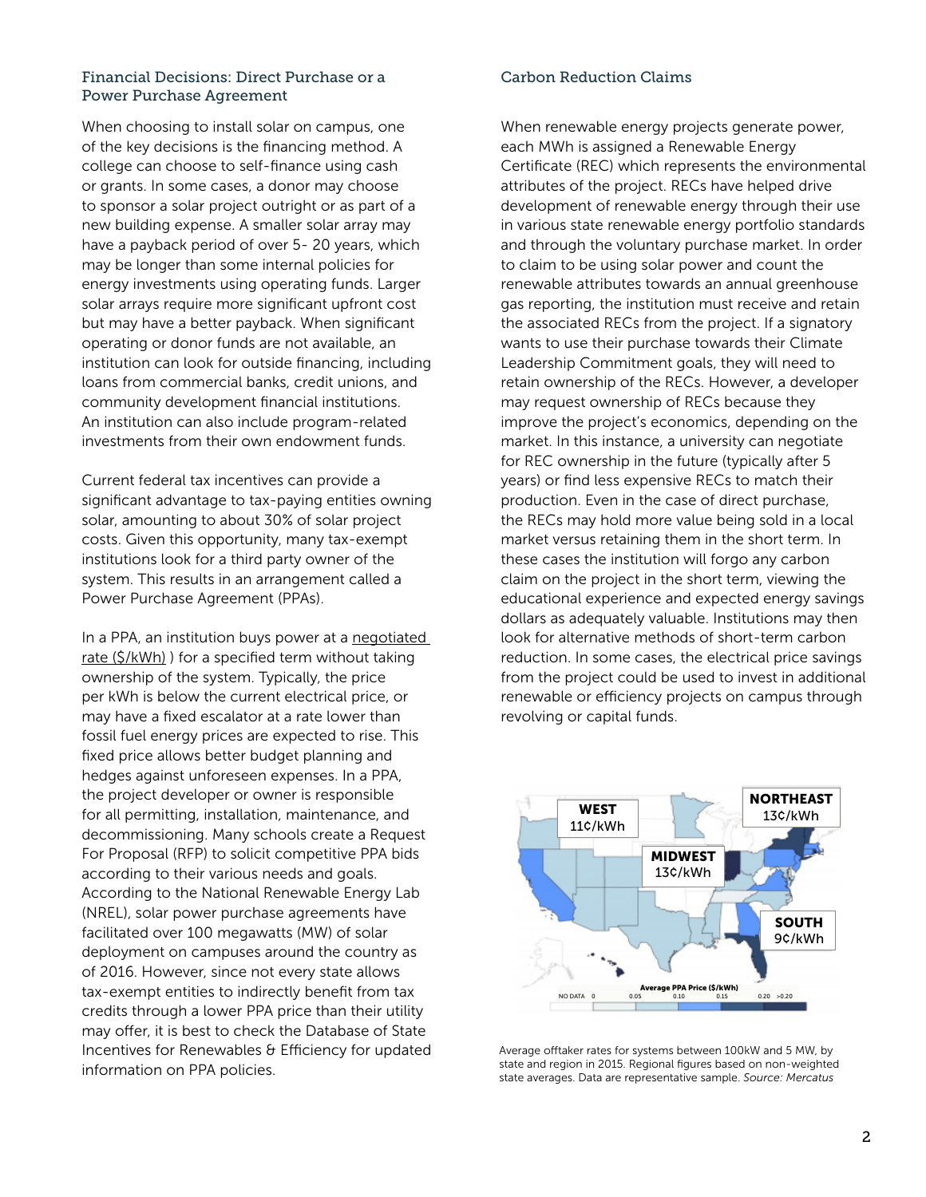## Financial Decisions: Direct Purchase or a Power Purchase Agreement

When choosing to install solar on campus, one of the key decisions is the financing method. A college can choose to self-finance using cash or grants. In some cases, a donor may choose to sponsor a solar project outright or as part of a new building expense. A smaller solar array may have a payback period of over 5- 20 years, which may be longer than some internal policies for energy investments using operating funds. Larger solar arrays require more significant upfront cost but may have a better payback. When significant operating or donor funds are not available, an institution can look for outside financing, including loans from commercial banks, credit unions, and community development financial institutions. An institution can also include program-related investments from their own endowment funds.

Current federal tax incentives can provide a significant advantage to tax-paying entities owning solar, amounting to about 30% of solar project costs. Given this opportunity, many tax-exempt institutions look for a third party owner of the system. This results in an arrangement called a Power Purchase Agreement (PPAs).

In a PPA, an institution buys power at a negotiated rate ($/kWh) ) for a specified term without taking ownership of the system. Typically, the price per kWh is below the current electrical price, or may have a fixed escalator at a rate lower than fossil fuel energy prices are expected to rise. This fixed price allows better budget planning and hedges against unforeseen expenses. In a PPA, the project developer or owner is responsible for all permitting, installation, maintenance, and decommissioning. Many schools create a Request For Proposal (RFP) to solicit competitive PPA bids according to their various needs and goals. According to the National Renewable Energy Lab (NREL), solar power purchase agreements have facilitated over 100 megawatts (MW) of solar deployment on campuses around the country as of 2016. However, since not every state allows tax-exempt entities to indirectly benefit from tax credits through a lower PPA price than their utility may offer, it is best to check the Database of State Incentives for Renewables & Efficiency for updated information on PPA policies.

## Carbon Reduction Claims

When renewable energy projects generate power, each MWh is assigned a Renewable Energy Certificate (REC) which represents the environmental attributes of the project. RECs have helped drive development of renewable energy through their use in various state renewable energy portfolio standards and through the voluntary purchase market. In order to claim to be using solar power and count the renewable attributes towards an annual greenhouse gas reporting, the institution must receive and retain the associated RECs from the project. If a signatory wants to use their purchase towards their Climate Leadership Commitment goals, they will need to retain ownership of the RECs. However, a developer may request ownership of RECs because they improve the project's economics, depending on the market. In this instance, a university can negotiate for REC ownership in the future (typically after 5 years) or find less expensive RECs to match their production. Even in the case of direct purchase, the RECs may hold more value being sold in a local market versus retaining them in the short term. In these cases the institution will forgo any carbon claim on the project in the short term, viewing the educational experience and expected energy savings dollars as adequately valuable. Institutions may then look for alternative methods of short-term carbon reduction. In some cases, the electrical price savings from the project could be used to invest in additional renewable or efficiency projects on campus through revolving or capital funds.

WEST 11¢/kWh | NORTHEAST 13¢/kWh | MIDWEST 13¢/kWh | SOUTH 9¢/kWh

Average PPA Price ($/kWh): NO DATA, 0, 0.05, 0.10, 0.15, 0.20, >0.20

Average offtaker rates for systems between 100kW and 5 MW, by state and region in 2015. Regional figures based on non-weighted state averages. Data are representative sample. *Source: Mercatus*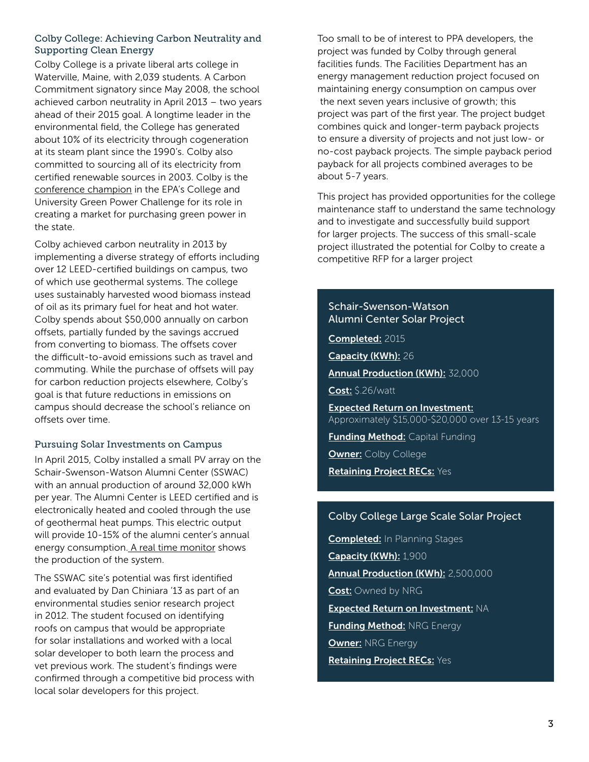## Colby College: Achieving Carbon Neutrality and Supporting Clean Energy

Colby College is a private liberal arts college in Waterville, Maine, with 2,039 students. A Carbon Commitment signatory since May 2008, the school achieved carbon neutrality in April 2013 – two years ahead of their 2015 goal. A longtime leader in the environmental field, the College has generated about 10% of its electricity through cogeneration at its steam plant since the 1990's. Colby also committed to sourcing all of its electricity from certified renewable sources in 2003. Colby is the conference champion in the EPA's College and University Green Power Challenge for its role in creating a market for purchasing green power in the state.

Colby achieved carbon neutrality in 2013 by implementing a diverse strategy of efforts including over 12 LEED-certified buildings on campus, two of which use geothermal systems. The college uses sustainably harvested wood biomass instead of oil as its primary fuel for heat and hot water. Colby spends about $50,000 annually on carbon offsets, partially funded by the savings accrued from converting to biomass. The offsets cover the difficult-to-avoid emissions such as travel and commuting. While the purchase of offsets will pay for carbon reduction projects elsewhere, Colby's goal is that future reductions in emissions on campus should decrease the school's reliance on offsets over time.

### Pursuing Solar Investments on Campus

In April 2015, Colby installed a small PV array on the Schair-Swenson-Watson Alumni Center (SSWAC) with an annual production of around 32,000 kWh per year. The Alumni Center is LEED certified and is electronically heated and cooled through the use of geothermal heat pumps. This electric output will provide 10-15% of the alumni center's annual energy consumption. A real time monitor shows the production of the system.

The SSWAC site's potential was first identified and evaluated by Dan Chiniara '13 as part of an environmental studies senior research project in 2012. The student focused on identifying roofs on campus that would be appropriate for solar installations and worked with a local solar developer to both learn the process and vet previous work. The student's findings were confirmed through a competitive bid process with local solar developers for this project.

Too small to be of interest to PPA developers, the project was funded by Colby through general facilities funds. The Facilities Department has an energy management reduction project focused on maintaining energy consumption on campus over the next seven years inclusive of growth; this project was part of the first year. The project budget combines quick and longer-term payback projects to ensure a diversity of projects and not just low- or no-cost payback projects. The simple payback period payback for all projects combined averages to be about 5-7 years.

This project has provided opportunities for the college maintenance staff to understand the same technology and to investigate and successfully build support for larger projects. The success of this small-scale project illustrated the potential for Colby to create a competitive RFP for a larger project

### Schair-Swenson-Watson Alumni Center Solar Project

**Completed:** 2015

**Capacity (KWh):** 26

**Annual Production (KWh):** 32,000

**Cost:** $.26/watt

**Expected Return on Investment:** Approximately $15,000-$20,000 over 13-15 years

**Funding Method:** Capital Funding

**Owner:** Colby College

**Retaining Project RECs:** Yes

### Colby College Large Scale Solar Project

**Completed:** In Planning Stages

**Capacity (KWh):** 1,900

**Annual Production (KWh):** 2,500,000

**Cost:** Owned by NRG

**Expected Return on Investment:** NA

**Funding Method:** NRG Energy

**Owner:** NRG Energy

**Retaining Project RECs:** Yes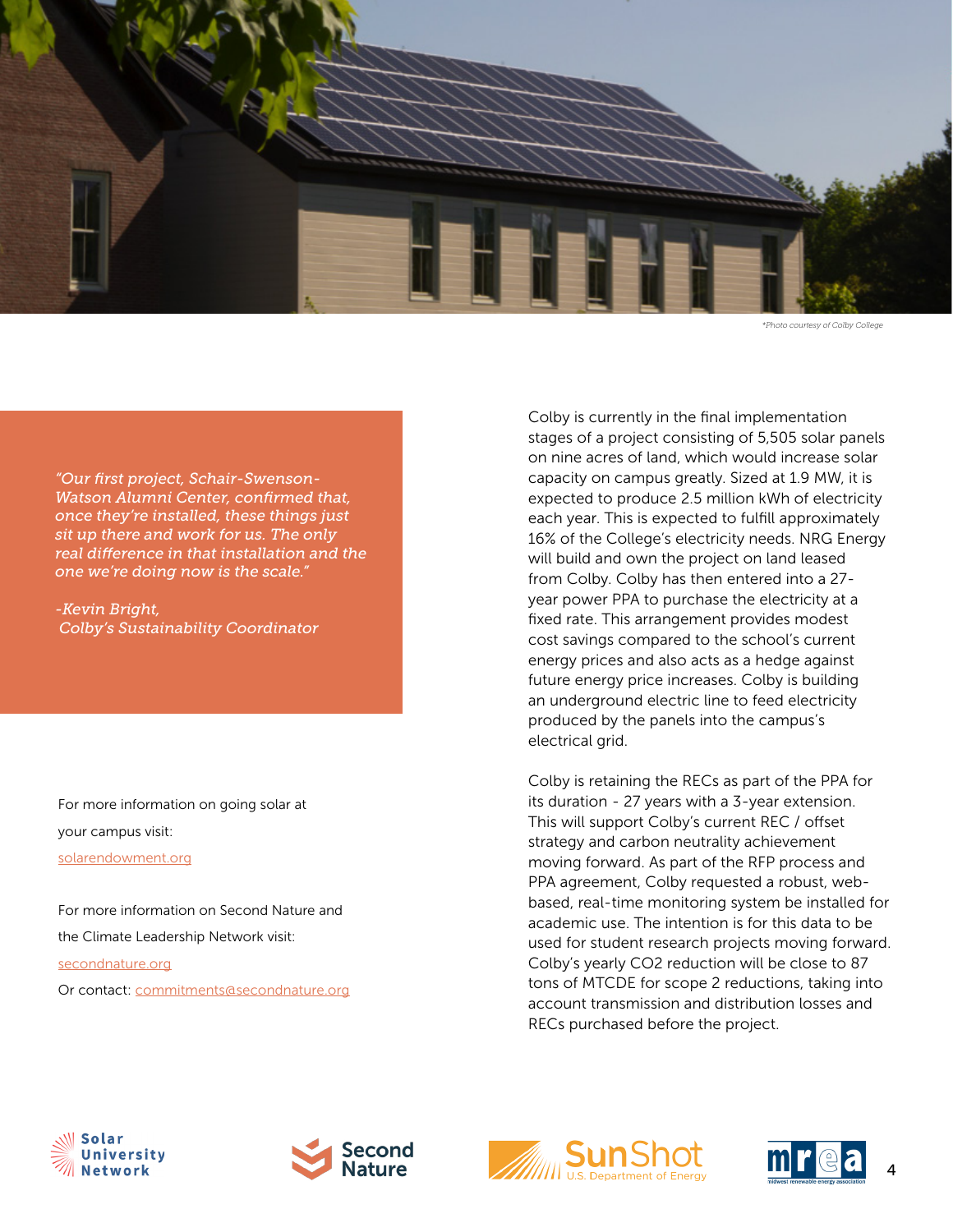*Photo courtesy of Colby College

> *"Our first project, Schair-Swenson-Watson Alumni Center, confirmed that, once they're installed, these things just sit up there and work for us. The only real difference in that installation and the one we're doing now is the scale."*
>
> *-Kevin Bright, Colby's Sustainability Coordinator*

For more information on going solar at your campus visit:
[solarendowment.org](solarendowment.org)

For more information on Second Nature and the Climate Leadership Network visit:
[secondnature.org](secondnature.org)
Or contact: [commitments@secondnature.org](mailto:commitments@secondnature.org)

Colby is currently in the final implementation stages of a project consisting of 5,505 solar panels on nine acres of land, which would increase solar capacity on campus greatly. Sized at 1.9 MW, it is expected to produce 2.5 million kWh of electricity each year. This is expected to fulfill approximately 16% of the College's electricity needs. NRG Energy will build and own the project on land leased from Colby. Colby has then entered into a 27-year power PPA to purchase the electricity at a fixed rate. This arrangement provides modest cost savings compared to the school's current energy prices and also acts as a hedge against future energy price increases. Colby is building an underground electric line to feed electricity produced by the panels into the campus's electrical grid.

Colby is retaining the RECs as part of the PPA for its duration - 27 years with a 3-year extension. This will support Colby's current REC / offset strategy and carbon neutrality achievement moving forward. As part of the RFP process and PPA agreement, Colby requested a robust, web-based, real-time monitoring system be installed for academic use. The intention is for this data to be used for student research projects moving forward. Colby's yearly $CO_2$ reduction will be close to 87 tons of MTCDE for scope 2 reductions, taking into account transmission and distribution losses and RECs purchased before the project.

Solar University Network

Second Nature

SunShot U.S. Department of Energy

mrea midwest renewable energy association